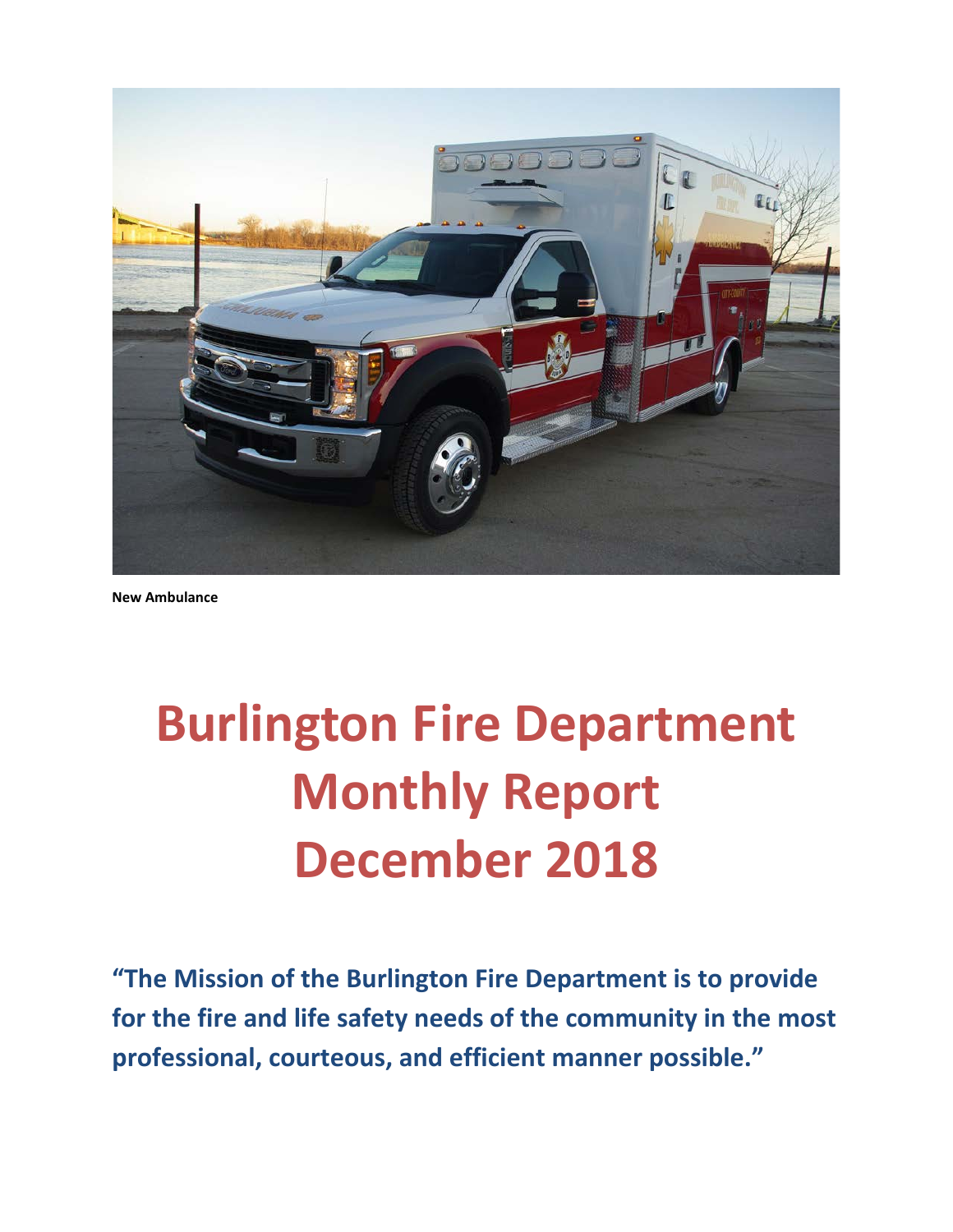New Ambulance

# Burlington Fire Department Monthly Report December 2018

**"The Mission of the Burlington Fire Department is to provide for the fire and life safety needs of the community in the most professional, courteous, and efficient manner possible."**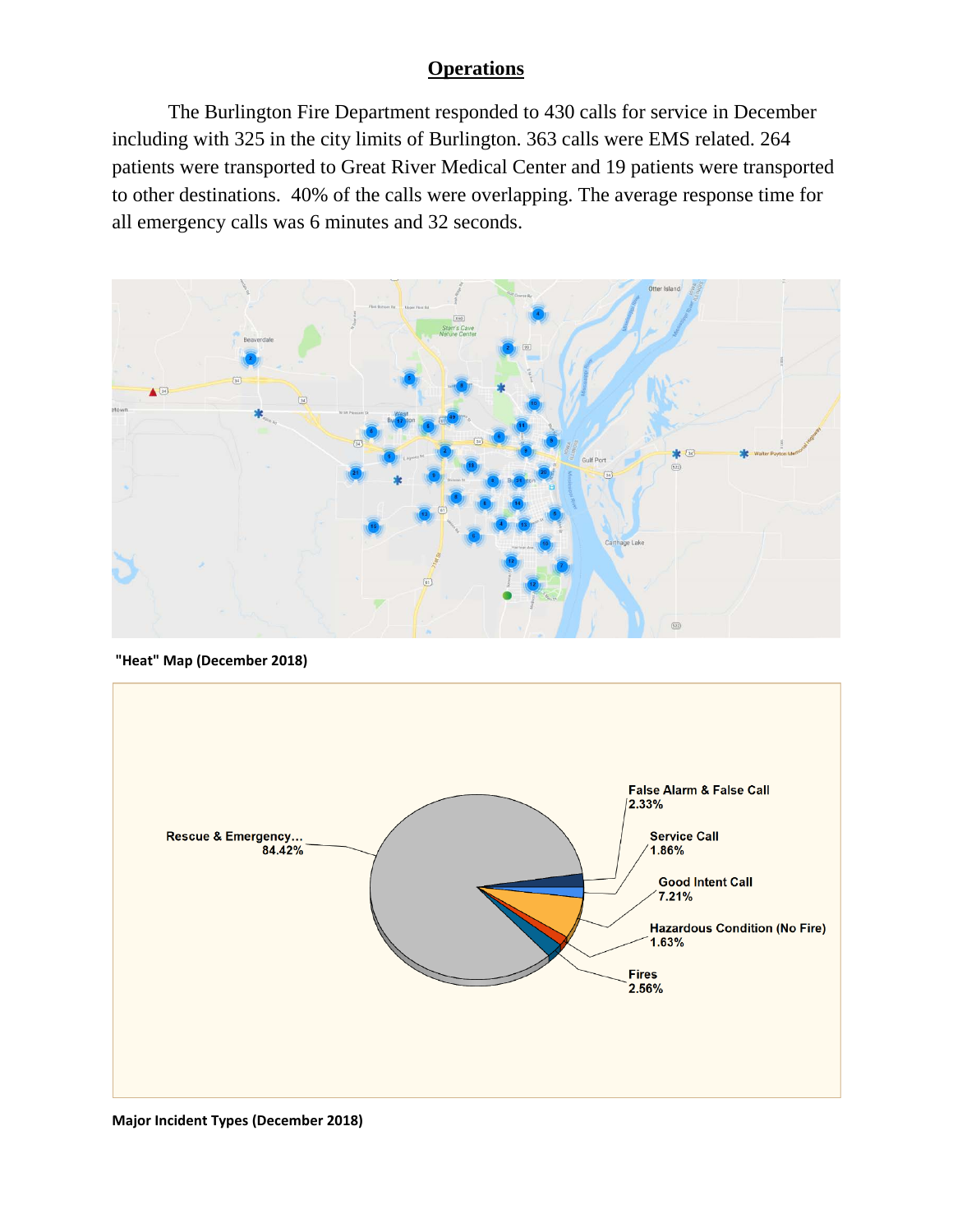## Operations

The Burlington Fire Department responded to 430 calls for service in December including with 325 in the city limits of Burlington. 363 calls were EMS related. 264 patients were transported to Great River Medical Center and 19 patients were transported to other destinations. 40% of the calls were overlapping. The average response time for all emergency calls was 6 minutes and 32 seconds.

**"Heat" Map (December 2018)**

Rescue & Emergency... 84.42%

False Alarm & False Call 2.33%

Service Call 1.86%

Good Intent Call 7.21%

Hazardous Condition (No Fire) 1.63%

Fires 2.56%

**Major Incident Types (December 2018)**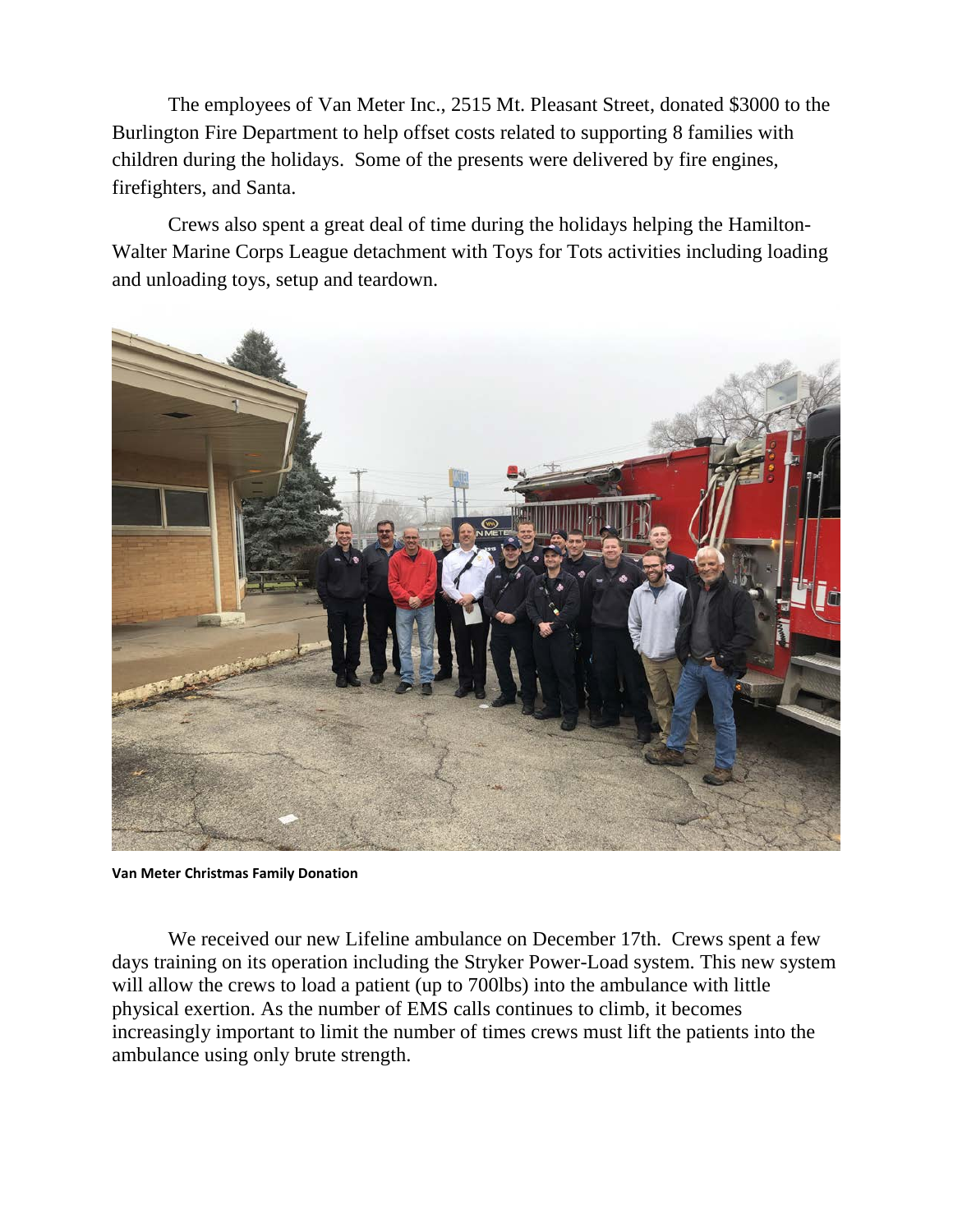The employees of Van Meter Inc., 2515 Mt. Pleasant Street, donated $3000 to the Burlington Fire Department to help offset costs related to supporting 8 families with children during the holidays. Some of the presents were delivered by fire engines, firefighters, and Santa.

Crews also spent a great deal of time during the holidays helping the Hamilton-Walter Marine Corps League detachment with Toys for Tots activities including loading and unloading toys, setup and teardown.

**Van Meter Christmas Family Donation**

We received our new Lifeline ambulance on December 17th. Crews spent a few days training on its operation including the Stryker Power-Load system. This new system will allow the crews to load a patient (up to 700lbs) into the ambulance with little physical exertion. As the number of EMS calls continues to climb, it becomes increasingly important to limit the number of times crews must lift the patients into the ambulance using only brute strength.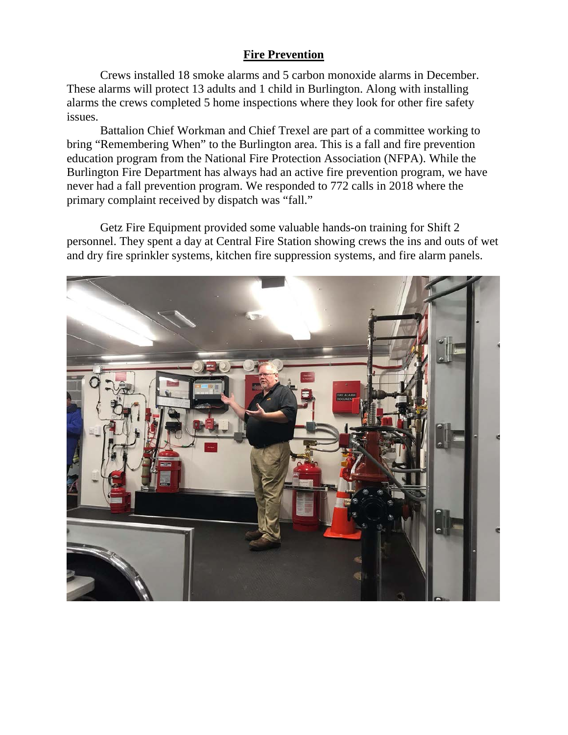## Fire Prevention

Crews installed 18 smoke alarms and 5 carbon monoxide alarms in December. These alarms will protect 13 adults and 1 child in Burlington. Along with installing alarms the crews completed 5 home inspections where they look for other fire safety issues.

Battalion Chief Workman and Chief Trexel are part of a committee working to bring "Remembering When" to the Burlington area. This is a fall and fire prevention education program from the National Fire Protection Association (NFPA). While the Burlington Fire Department has always had an active fire prevention program, we have never had a fall prevention program. We responded to 772 calls in 2018 where the primary complaint received by dispatch was "fall."

Getz Fire Equipment provided some valuable hands-on training for Shift 2 personnel. They spent a day at Central Fire Station showing crews the ins and outs of wet and dry fire sprinkler systems, kitchen fire suppression systems, and fire alarm panels.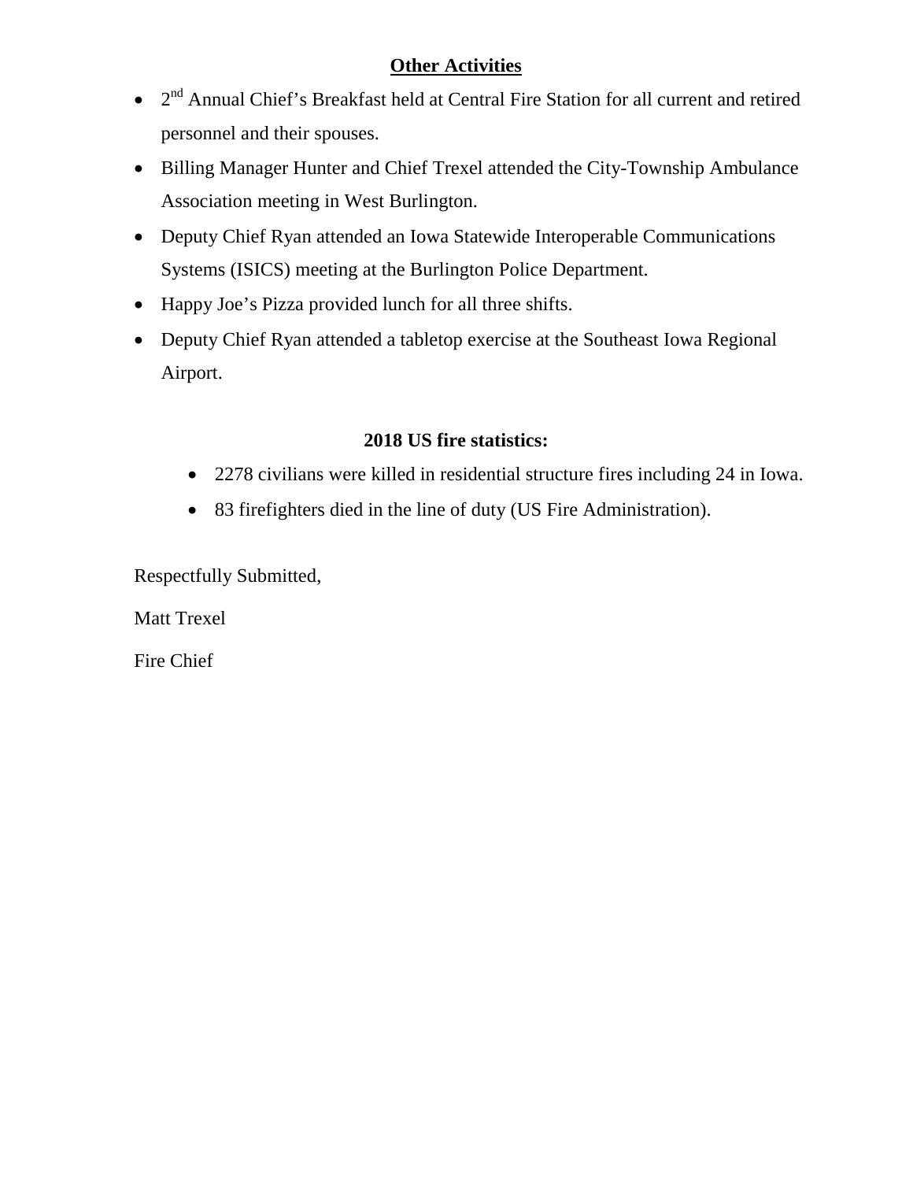## Other Activities

- 2nd Annual Chief's Breakfast held at Central Fire Station for all current and retired personnel and their spouses.
- Billing Manager Hunter and Chief Trexel attended the City-Township Ambulance Association meeting in West Burlington.
- Deputy Chief Ryan attended an Iowa Statewide Interoperable Communications Systems (ISICS) meeting at the Burlington Police Department.
- Happy Joe's Pizza provided lunch for all three shifts.
- Deputy Chief Ryan attended a tabletop exercise at the Southeast Iowa Regional Airport.

**2018 US fire statistics:**

- 2278 civilians were killed in residential structure fires including 24 in Iowa.
- 83 firefighters died in the line of duty (US Fire Administration).

Respectfully Submitted,

Matt Trexel

Fire Chief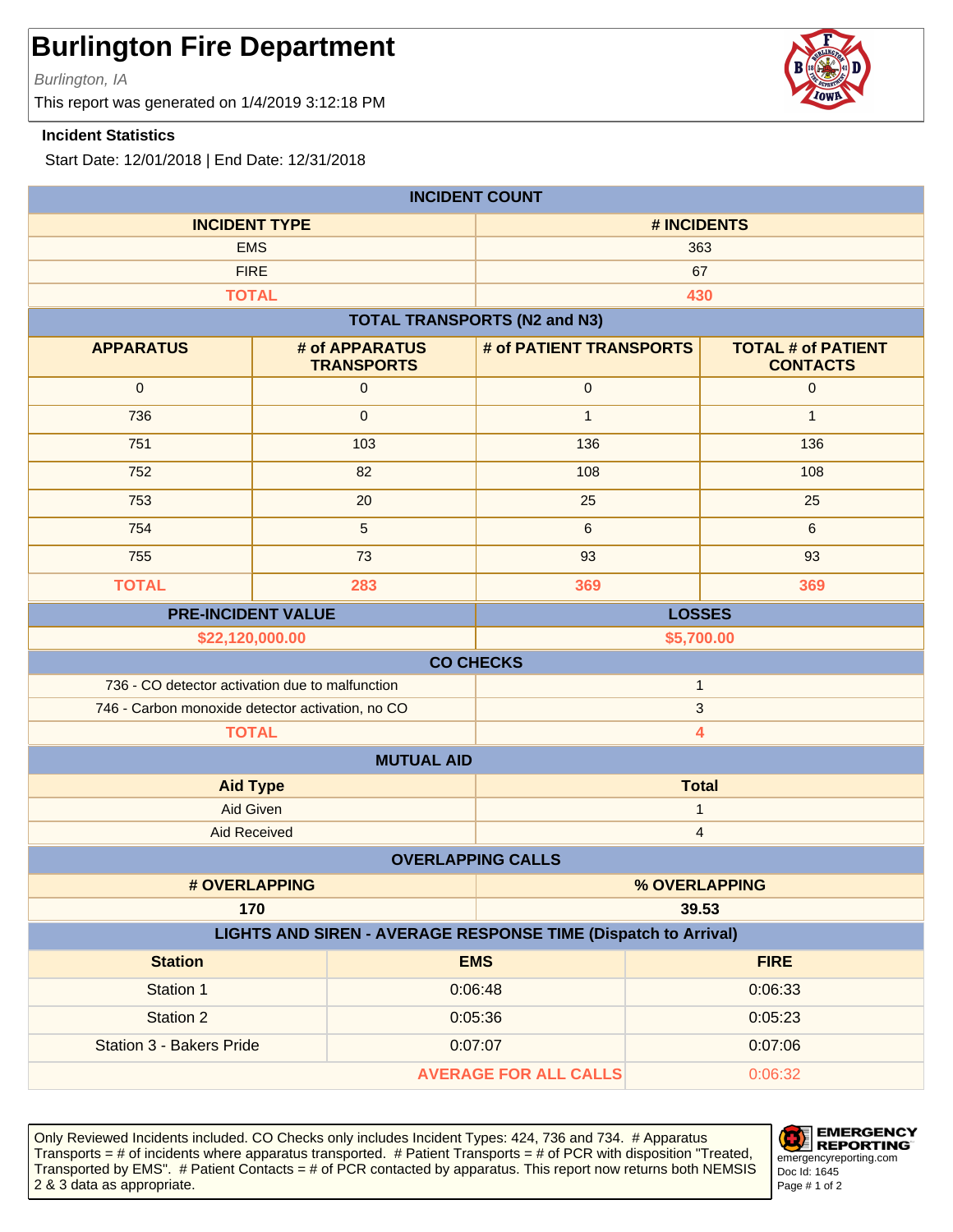# Burlington Fire Department

*Burlington, IA*

This report was generated on 1/4/2019 3:12:18 PM

**Incident Statistics**

Start Date: 12/01/2018 | End Date: 12/31/2018

**INCIDENT COUNT**

| INCIDENT TYPE | # INCIDENTS |
|---|---|
| EMS | 363 |
| FIRE | 67 |
| **TOTAL** | **430** |

**TOTAL TRANSPORTS (N2 and N3)**

| APPARATUS | # of APPARATUS TRANSPORTS | # of PATIENT TRANSPORTS | TOTAL # of PATIENT CONTACTS |
|---|---|---|---|
| 0 | 0 | 0 | 0 |
| 736 | 0 | 1 | 1 |
| 751 | 103 | 136 | 136 |
| 752 | 82 | 108 | 108 |
| 753 | 20 | 25 | 25 |
| 754 | 5 | 6 | 6 |
| 755 | 73 | 93 | 93 |
| **TOTAL** | **283** | **369** | **369** |

| PRE-INCIDENT VALUE | LOSSES |
|---|---|
| **$22,120,000.00** | **$5,700.00** |

**CO CHECKS**

| CO Check | Count |
|---|---|
| 736 - CO detector activation due to malfunction | 1 |
| 746 - Carbon monoxide detector activation, no CO | 3 |
| **TOTAL** | **4** |

**MUTUAL AID**

| Aid Type | Total |
|---|---|
| Aid Given | 1 |
| Aid Received | 4 |

**OVERLAPPING CALLS**

| # OVERLAPPING | % OVERLAPPING |
|---|---|
| 170 | 39.53 |

**LIGHTS AND SIREN - AVERAGE RESPONSE TIME (Dispatch to Arrival)**

| Station | EMS | FIRE |
|---|---|---|
| Station 1 | 0:06:48 | 0:06:33 |
| Station 2 | 0:05:36 | 0:05:23 |
| Station 3 - Bakers Pride | 0:07:07 | 0:07:06 |
| | **AVERAGE FOR ALL CALLS** | 0:06:32 |

Only Reviewed Incidents included. CO Checks only includes Incident Types: 424, 736 and 734. # Apparatus Transports = # of incidents where apparatus transported. # Patient Transports = # of PCR with disposition "Treated, Transported by EMS". # Patient Contacts = # of PCR contacted by apparatus. This report now returns both NEMSIS 2 & 3 data as appropriate.

EMERGENCY REPORTING
emergencyreporting.com
Doc Id: 1645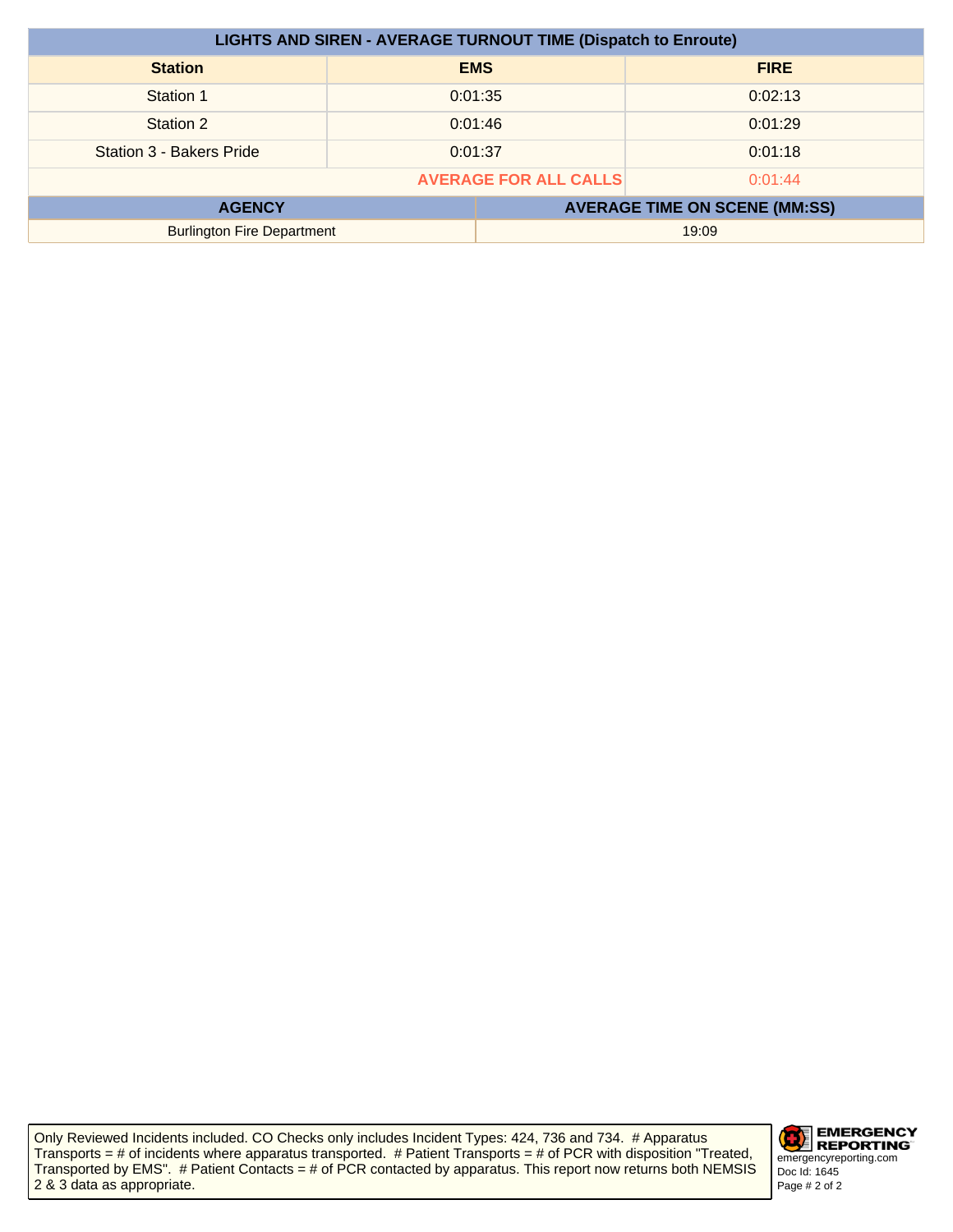| LIGHTS AND SIREN - AVERAGE TURNOUT TIME (Dispatch to Enroute) | | |
|---|---|---|
| **Station** | **EMS** | **FIRE** |
| Station 1 | 0:01:35 | 0:02:13 |
| Station 2 | 0:01:46 | 0:01:29 |
| Station 3 - Bakers Pride | 0:01:37 | 0:01:18 |
| | **AVERAGE FOR ALL CALLS** | 0:01:44 |

| AGENCY | AVERAGE TIME ON SCENE (MM:SS) |
|---|---|
| Burlington Fire Department | 19:09 |

Only Reviewed Incidents included. CO Checks only includes Incident Types: 424, 736 and 734. # Apparatus Transports = # of incidents where apparatus transported. # Patient Transports = # of PCR with disposition "Treated, Transported by EMS". # Patient Contacts = # of PCR contacted by apparatus. This report now returns both NEMSIS 2 & 3 data as appropriate.

EMERGENCY REPORTING
emergencyreporting.com
Doc Id: 1645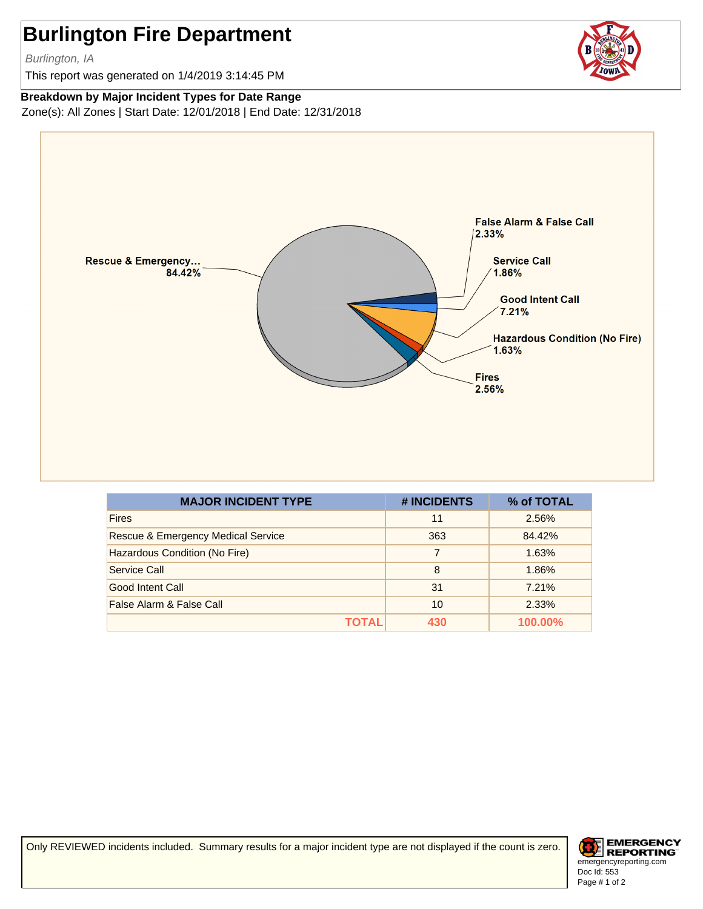# Burlington Fire Department

*Burlington, IA*

This report was generated on 1/4/2019 3:14:45 PM

**Breakdown by Major Incident Types for Date Range**

Zone(s): All Zones | Start Date: 12/01/2018 | End Date: 12/31/2018

| MAJOR INCIDENT TYPE | # INCIDENTS | % of TOTAL |
| --- | --- | --- |
| Fires | 11 | 2.56% |
| Rescue & Emergency Medical Service | 363 | 84.42% |
| Hazardous Condition (No Fire) | 7 | 1.63% |
| Service Call | 8 | 1.86% |
| Good Intent Call | 31 | 7.21% |
| False Alarm & False Call | 10 | 2.33% |
| **TOTAL** | **430** | **100.00%** |

Only REVIEWED incidents included. Summary results for a major incident type are not displayed if the count is zero.

EMERGENCY REPORTING
emergencyreporting.com
Doc Id: 553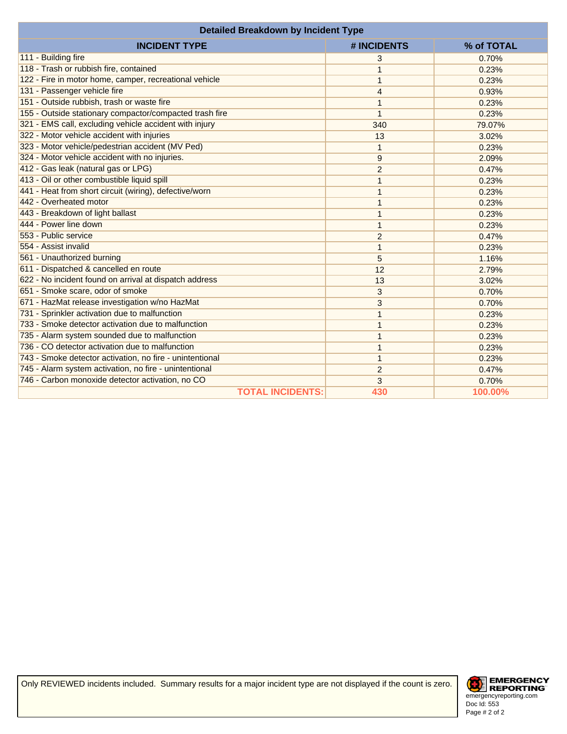| Detailed Breakdown by Incident Type | | |
|---|---|---|
| **INCIDENT TYPE** | **# INCIDENTS** | **% of TOTAL** |
| 111 - Building fire | 3 | 0.70% |
| 118 - Trash or rubbish fire, contained | 1 | 0.23% |
| 122 - Fire in motor home, camper, recreational vehicle | 1 | 0.23% |
| 131 - Passenger vehicle fire | 4 | 0.93% |
| 151 - Outside rubbish, trash or waste fire | 1 | 0.23% |
| 155 - Outside stationary compactor/compacted trash fire | 1 | 0.23% |
| 321 - EMS call, excluding vehicle accident with injury | 340 | 79.07% |
| 322 - Motor vehicle accident with injuries | 13 | 3.02% |
| 323 - Motor vehicle/pedestrian accident (MV Ped) | 1 | 0.23% |
| 324 - Motor vehicle accident with no injuries. | 9 | 2.09% |
| 412 - Gas leak (natural gas or LPG) | 2 | 0.47% |
| 413 - Oil or other combustible liquid spill | 1 | 0.23% |
| 441 - Heat from short circuit (wiring), defective/worn | 1 | 0.23% |
| 442 - Overheated motor | 1 | 0.23% |
| 443 - Breakdown of light ballast | 1 | 0.23% |
| 444 - Power line down | 1 | 0.23% |
| 553 - Public service | 2 | 0.47% |
| 554 - Assist invalid | 1 | 0.23% |
| 561 - Unauthorized burning | 5 | 1.16% |
| 611 - Dispatched & cancelled en route | 12 | 2.79% |
| 622 - No incident found on arrival at dispatch address | 13 | 3.02% |
| 651 - Smoke scare, odor of smoke | 3 | 0.70% |
| 671 - HazMat release investigation w/no HazMat | 3 | 0.70% |
| 731 - Sprinkler activation due to malfunction | 1 | 0.23% |
| 733 - Smoke detector activation due to malfunction | 1 | 0.23% |
| 735 - Alarm system sounded due to malfunction | 1 | 0.23% |
| 736 - CO detector activation due to malfunction | 1 | 0.23% |
| 743 - Smoke detector activation, no fire - unintentional | 1 | 0.23% |
| 745 - Alarm system activation, no fire - unintentional | 2 | 0.47% |
| 746 - Carbon monoxide detector activation, no CO | 3 | 0.70% |
| **TOTAL INCIDENTS:** | **430** | **100.00%** |

Only REVIEWED incidents included. Summary results for a major incident type are not displayed if the count is zero.

EMERGENCY REPORTING
emergencyreporting.com
Doc Id: 553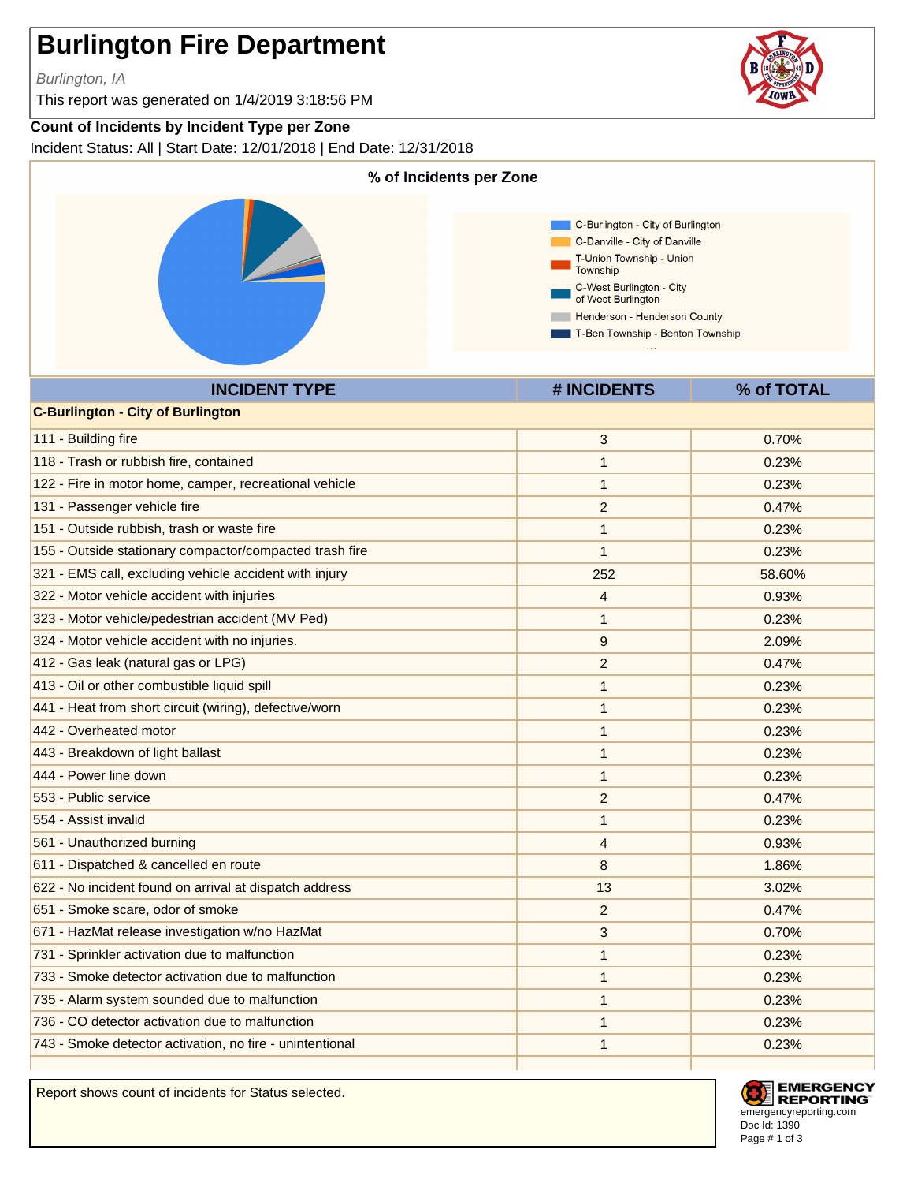# Burlington Fire Department

*Burlington, IA*

This report was generated on 1/4/2019 3:18:56 PM

**Count of Incidents by Incident Type per Zone**

Incident Status: All | Start Date: 12/01/2018 | End Date: 12/31/2018

**% of Incidents per Zone**

- C-Burlington - City of Burlington
- C-Danville - City of Danville
- T-Union Township - Union Township
- C-West Burlington - City of West Burlington
- Henderson - Henderson County
- T-Ben Township - Benton Township

| INCIDENT TYPE | # INCIDENTS | % of TOTAL |
|---|---|---|
| **C-Burlington - City of Burlington** | | |
| 111 - Building fire | 3 | 0.70% |
| 118 - Trash or rubbish fire, contained | 1 | 0.23% |
| 122 - Fire in motor home, camper, recreational vehicle | 1 | 0.23% |
| 131 - Passenger vehicle fire | 2 | 0.47% |
| 151 - Outside rubbish, trash or waste fire | 1 | 0.23% |
| 155 - Outside stationary compactor/compacted trash fire | 1 | 0.23% |
| 321 - EMS call, excluding vehicle accident with injury | 252 | 58.60% |
| 322 - Motor vehicle accident with injuries | 4 | 0.93% |
| 323 - Motor vehicle/pedestrian accident (MV Ped) | 1 | 0.23% |
| 324 - Motor vehicle accident with no injuries. | 9 | 2.09% |
| 412 - Gas leak (natural gas or LPG) | 2 | 0.47% |
| 413 - Oil or other combustible liquid spill | 1 | 0.23% |
| 441 - Heat from short circuit (wiring), defective/worn | 1 | 0.23% |
| 442 - Overheated motor | 1 | 0.23% |
| 443 - Breakdown of light ballast | 1 | 0.23% |
| 444 - Power line down | 1 | 0.23% |
| 553 - Public service | 2 | 0.47% |
| 554 - Assist invalid | 1 | 0.23% |
| 561 - Unauthorized burning | 4 | 0.93% |
| 611 - Dispatched & cancelled en route | 8 | 1.86% |
| 622 - No incident found on arrival at dispatch address | 13 | 3.02% |
| 651 - Smoke scare, odor of smoke | 2 | 0.47% |
| 671 - HazMat release investigation w/no HazMat | 3 | 0.70% |
| 731 - Sprinkler activation due to malfunction | 1 | 0.23% |
| 733 - Smoke detector activation due to malfunction | 1 | 0.23% |
| 735 - Alarm system sounded due to malfunction | 1 | 0.23% |
| 736 - CO detector activation due to malfunction | 1 | 0.23% |
| 743 - Smoke detector activation, no fire - unintentional | 1 | 0.23% |

Report shows count of incidents for Status selected.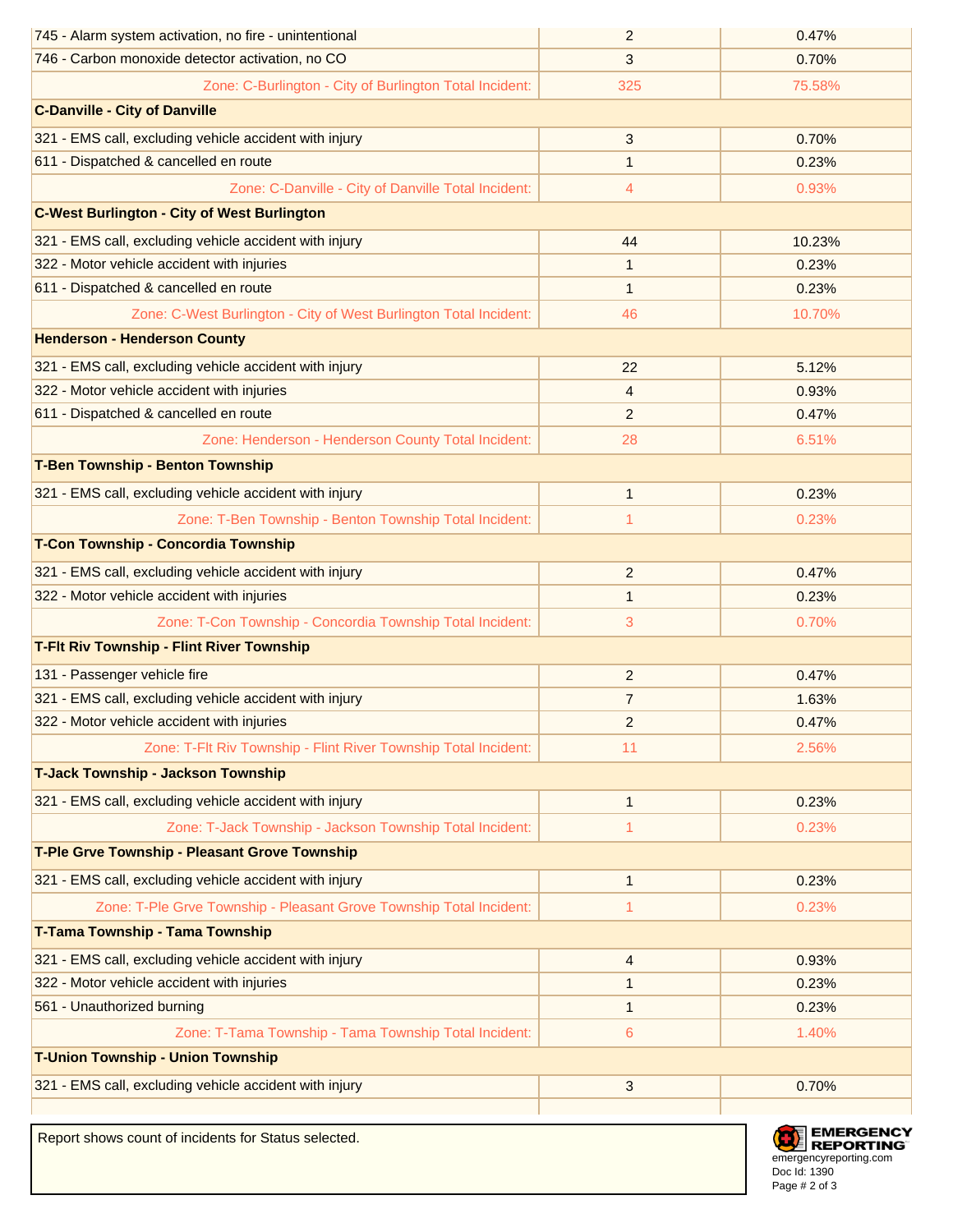| | | |
|---|---|---|
| 745 - Alarm system activation, no fire - unintentional | 2 | 0.47% |
| 746 - Carbon monoxide detector activation, no CO | 3 | 0.70% |
| Zone: C-Burlington - City of Burlington Total Incident: | 325 | 75.58% |
| **C-Danville - City of Danville** | | |
| 321 - EMS call, excluding vehicle accident with injury | 3 | 0.70% |
| 611 - Dispatched & cancelled en route | 1 | 0.23% |
| Zone: C-Danville - City of Danville Total Incident: | 4 | 0.93% |
| **C-West Burlington - City of West Burlington** | | |
| 321 - EMS call, excluding vehicle accident with injury | 44 | 10.23% |
| 322 - Motor vehicle accident with injuries | 1 | 0.23% |
| 611 - Dispatched & cancelled en route | 1 | 0.23% |
| Zone: C-West Burlington - City of West Burlington Total Incident: | 46 | 10.70% |
| **Henderson - Henderson County** | | |
| 321 - EMS call, excluding vehicle accident with injury | 22 | 5.12% |
| 322 - Motor vehicle accident with injuries | 4 | 0.93% |
| 611 - Dispatched & cancelled en route | 2 | 0.47% |
| Zone: Henderson - Henderson County Total Incident: | 28 | 6.51% |
| **T-Ben Township - Benton Township** | | |
| 321 - EMS call, excluding vehicle accident with injury | 1 | 0.23% |
| Zone: T-Ben Township - Benton Township Total Incident: | 1 | 0.23% |
| **T-Con Township - Concordia Township** | | |
| 321 - EMS call, excluding vehicle accident with injury | 2 | 0.47% |
| 322 - Motor vehicle accident with injuries | 1 | 0.23% |
| Zone: T-Con Township - Concordia Township Total Incident: | 3 | 0.70% |
| **T-Flt Riv Township - Flint River Township** | | |
| 131 - Passenger vehicle fire | 2 | 0.47% |
| 321 - EMS call, excluding vehicle accident with injury | 7 | 1.63% |
| 322 - Motor vehicle accident with injuries | 2 | 0.47% |
| Zone: T-Flt Riv Township - Flint River Township Total Incident: | 11 | 2.56% |
| **T-Jack Township - Jackson Township** | | |
| 321 - EMS call, excluding vehicle accident with injury | 1 | 0.23% |
| Zone: T-Jack Township - Jackson Township Total Incident: | 1 | 0.23% |
| **T-Ple Grve Township - Pleasant Grove Township** | | |
| 321 - EMS call, excluding vehicle accident with injury | 1 | 0.23% |
| Zone: T-Ple Grve Township - Pleasant Grove Township Total Incident: | 1 | 0.23% |
| **T-Tama Township - Tama Township** | | |
| 321 - EMS call, excluding vehicle accident with injury | 4 | 0.93% |
| 322 - Motor vehicle accident with injuries | 1 | 0.23% |
| 561 - Unauthorized burning | 1 | 0.23% |
| Zone: T-Tama Township - Tama Township Total Incident: | 6 | 1.40% |
| **T-Union Township - Union Township** | | |
| 321 - EMS call, excluding vehicle accident with injury | 3 | 0.70% |

Report shows count of incidents for Status selected.

EMERGENCY REPORTING
emergencyreporting.com
Doc Id: 1390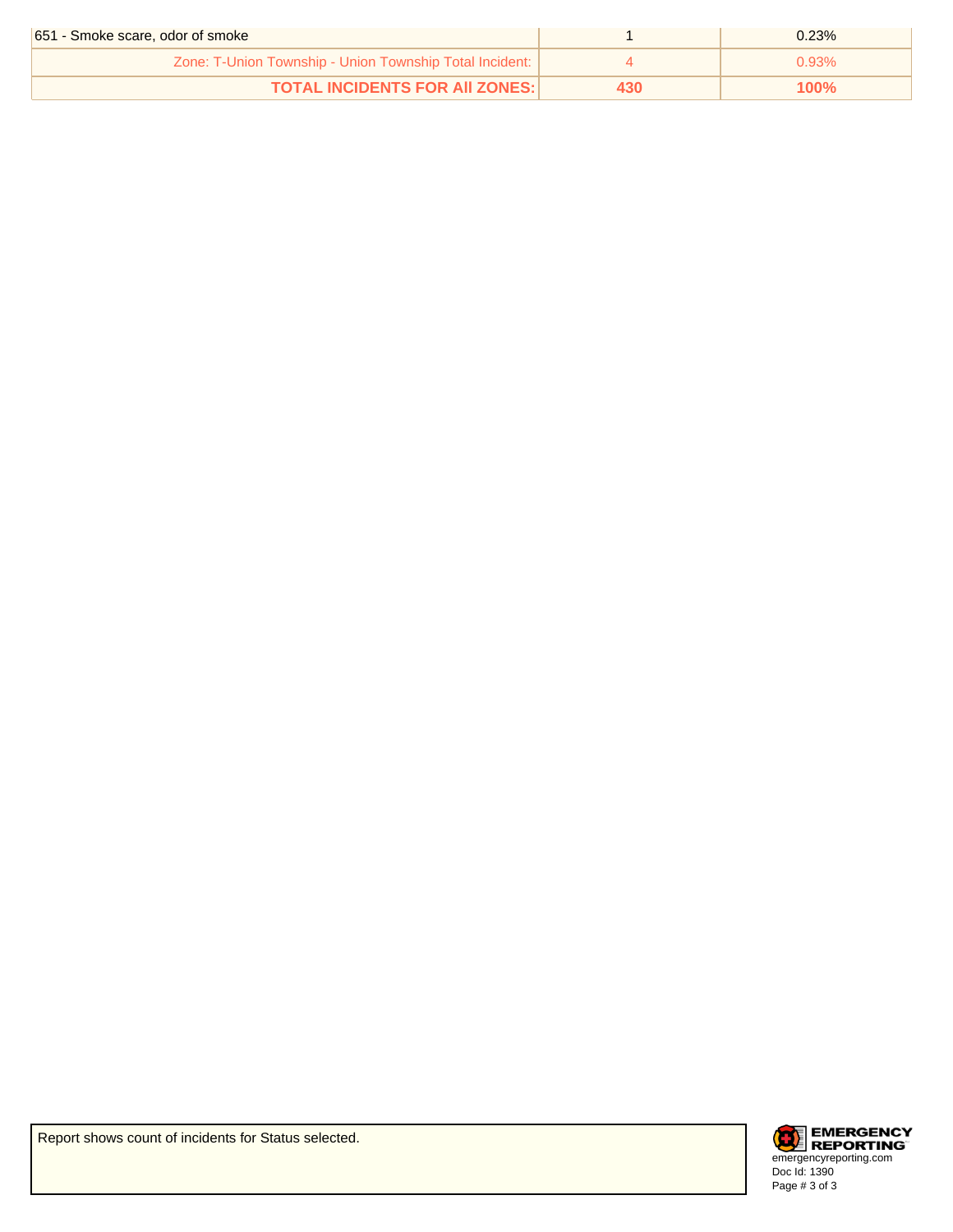| | | |
|---|---|---|
| 651 - Smoke scare, odor of smoke | 1 | 0.23% |
| Zone: T-Union Township - Union Township Total Incident: | 4 | 0.93% |
| **TOTAL INCIDENTS FOR All ZONES:** | **430** | **100%** |

Report shows count of incidents for Status selected.

EMERGENCY REPORTING
emergencyreporting.com
Doc Id: 1390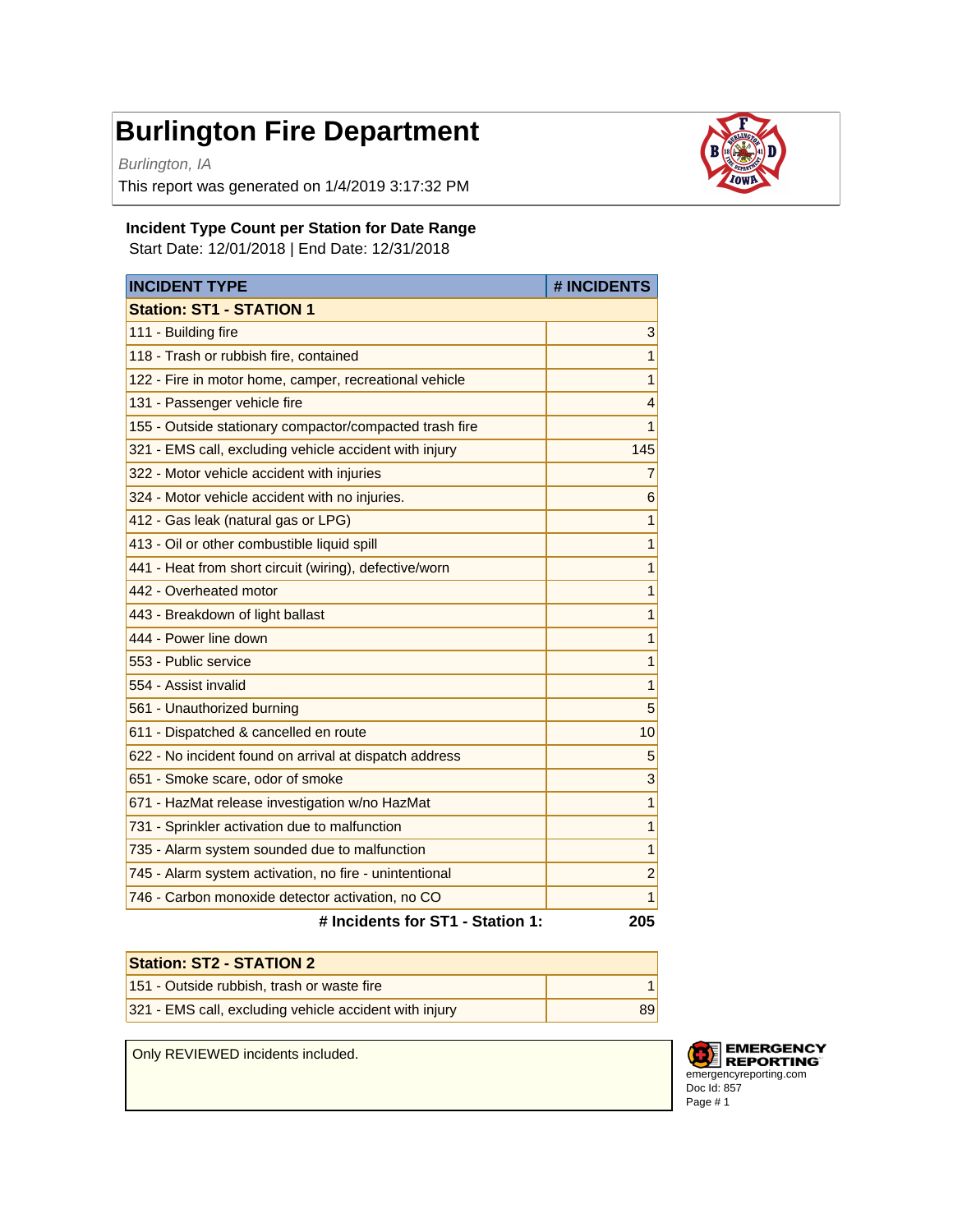# Burlington Fire Department

*Burlington, IA*

This report was generated on 1/4/2019 3:17:32 PM

**Incident Type Count per Station for Date Range**

Start Date: 12/01/2018 | End Date: 12/31/2018

| INCIDENT TYPE | # INCIDENTS |
|---|---|
| **Station: ST1 - STATION 1** | |
| 111 - Building fire | 3 |
| 118 - Trash or rubbish fire, contained | 1 |
| 122 - Fire in motor home, camper, recreational vehicle | 1 |
| 131 - Passenger vehicle fire | 4 |
| 155 - Outside stationary compactor/compacted trash fire | 1 |
| 321 - EMS call, excluding vehicle accident with injury | 145 |
| 322 - Motor vehicle accident with injuries | 7 |
| 324 - Motor vehicle accident with no injuries. | 6 |
| 412 - Gas leak (natural gas or LPG) | 1 |
| 413 - Oil or other combustible liquid spill | 1 |
| 441 - Heat from short circuit (wiring), defective/worn | 1 |
| 442 - Overheated motor | 1 |
| 443 - Breakdown of light ballast | 1 |
| 444 - Power line down | 1 |
| 553 - Public service | 1 |
| 554 - Assist invalid | 1 |
| 561 - Unauthorized burning | 5 |
| 611 - Dispatched & cancelled en route | 10 |
| 622 - No incident found on arrival at dispatch address | 5 |
| 651 - Smoke scare, odor of smoke | 3 |
| 671 - HazMat release investigation w/no HazMat | 1 |
| 731 - Sprinkler activation due to malfunction | 1 |
| 735 - Alarm system sounded due to malfunction | 1 |
| 745 - Alarm system activation, no fire - unintentional | 2 |
| 746 - Carbon monoxide detector activation, no CO | 1 |
| **# Incidents for ST1 - Station 1:** | **205** |
| **Station: ST2 - STATION 2** | |
| 151 - Outside rubbish, trash or waste fire | 1 |
| 321 - EMS call, excluding vehicle accident with injury | 89 |

Only REVIEWED incidents included.

EMERGENCY REPORTING
emergencyreporting.com
Doc Id: 857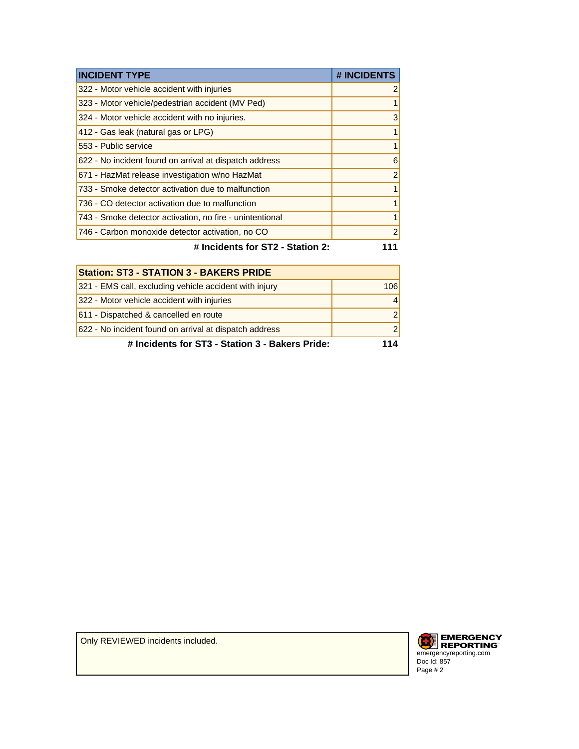| INCIDENT TYPE | # INCIDENTS |
|---|---|
| 322 - Motor vehicle accident with injuries | 2 |
| 323 - Motor vehicle/pedestrian accident (MV Ped) | 1 |
| 324 - Motor vehicle accident with no injuries. | 3 |
| 412 - Gas leak (natural gas or LPG) | 1 |
| 553 - Public service | 1 |
| 622 - No incident found on arrival at dispatch address | 6 |
| 671 - HazMat release investigation w/no HazMat | 2 |
| 733 - Smoke detector activation due to malfunction | 1 |
| 736 - CO detector activation due to malfunction | 1 |
| 743 - Smoke detector activation, no fire - unintentional | 1 |
| 746 - Carbon monoxide detector activation, no CO | 2 |
| **# Incidents for ST2 - Station 2:** | **111** |

| Station: ST3 - STATION 3 - BAKERS PRIDE | |
|---|---|
| 321 - EMS call, excluding vehicle accident with injury | 106 |
| 322 - Motor vehicle accident with injuries | 4 |
| 611 - Dispatched & cancelled en route | 2 |
| 622 - No incident found on arrival at dispatch address | 2 |
| **# Incidents for ST3 - Station 3 - Bakers Pride:** | **114** |

Only REVIEWED incidents included.

EMERGENCY REPORTING
emergencyreporting.com
Doc Id: 857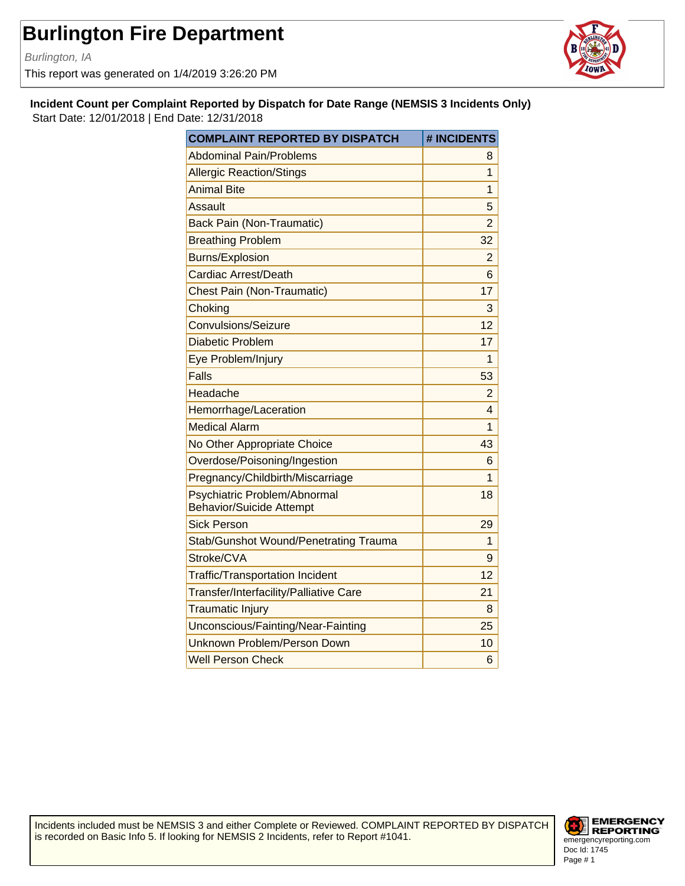# Burlington Fire Department

*Burlington, IA*

This report was generated on 1/4/2019 3:26:20 PM

**Incident Count per Complaint Reported by Dispatch for Date Range (NEMSIS 3 Incidents Only)**

Start Date: 12/01/2018 | End Date: 12/31/2018

| COMPLAINT REPORTED BY DISPATCH | # INCIDENTS |
|---|---|
| Abdominal Pain/Problems | 8 |
| Allergic Reaction/Stings | 1 |
| Animal Bite | 1 |
| Assault | 5 |
| Back Pain (Non-Traumatic) | 2 |
| Breathing Problem | 32 |
| Burns/Explosion | 2 |
| Cardiac Arrest/Death | 6 |
| Chest Pain (Non-Traumatic) | 17 |
| Choking | 3 |
| Convulsions/Seizure | 12 |
| Diabetic Problem | 17 |
| Eye Problem/Injury | 1 |
| Falls | 53 |
| Headache | 2 |
| Hemorrhage/Laceration | 4 |
| Medical Alarm | 1 |
| No Other Appropriate Choice | 43 |
| Overdose/Poisoning/Ingestion | 6 |
| Pregnancy/Childbirth/Miscarriage | 1 |
| Psychiatric Problem/Abnormal Behavior/Suicide Attempt | 18 |
| Sick Person | 29 |
| Stab/Gunshot Wound/Penetrating Trauma | 1 |
| Stroke/CVA | 9 |
| Traffic/Transportation Incident | 12 |
| Transfer/Interfacility/Palliative Care | 21 |
| Traumatic Injury | 8 |
| Unconscious/Fainting/Near-Fainting | 25 |
| Unknown Problem/Person Down | 10 |
| Well Person Check | 6 |

Incidents included must be NEMSIS 3 and either Complete or Reviewed. COMPLAINT REPORTED BY DISPATCH is recorded on Basic Info 5. If looking for NEMSIS 2 Incidents, refer to Report #1041.

EMERGENCY REPORTING
emergencyreporting.com
Doc Id: 1745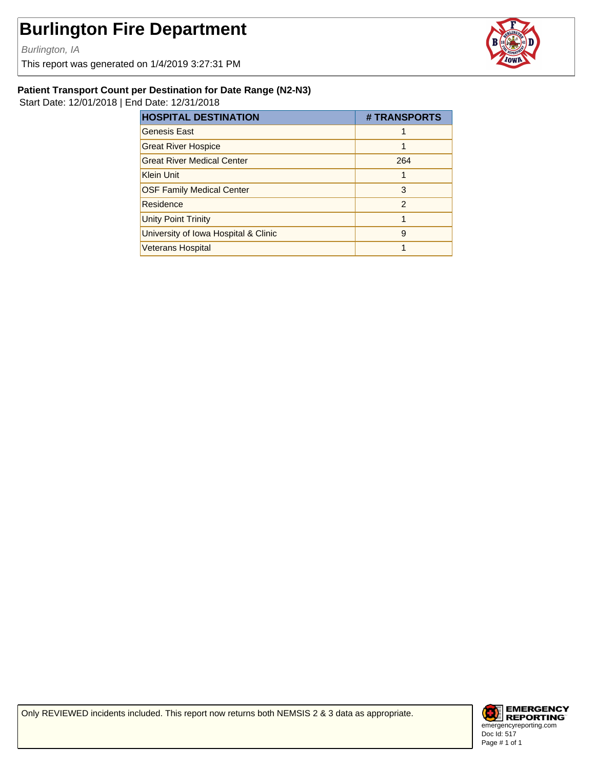# Burlington Fire Department

*Burlington, IA*

This report was generated on 1/4/2019 3:27:31 PM

**Patient Transport Count per Destination for Date Range (N2-N3)**

Start Date: 12/01/2018 | End Date: 12/31/2018

| HOSPITAL DESTINATION | # TRANSPORTS |
|---|---|
| Genesis East | 1 |
| Great River Hospice | 1 |
| Great River Medical Center | 264 |
| Klein Unit | 1 |
| OSF Family Medical Center | 3 |
| Residence | 2 |
| Unity Point Trinity | 1 |
| University of Iowa Hospital & Clinic | 9 |
| Veterans Hospital | 1 |

Only REVIEWED incidents included. This report now returns both NEMSIS 2 & 3 data as appropriate.

EMERGENCY REPORTING
emergencyreporting.com
Doc Id: 517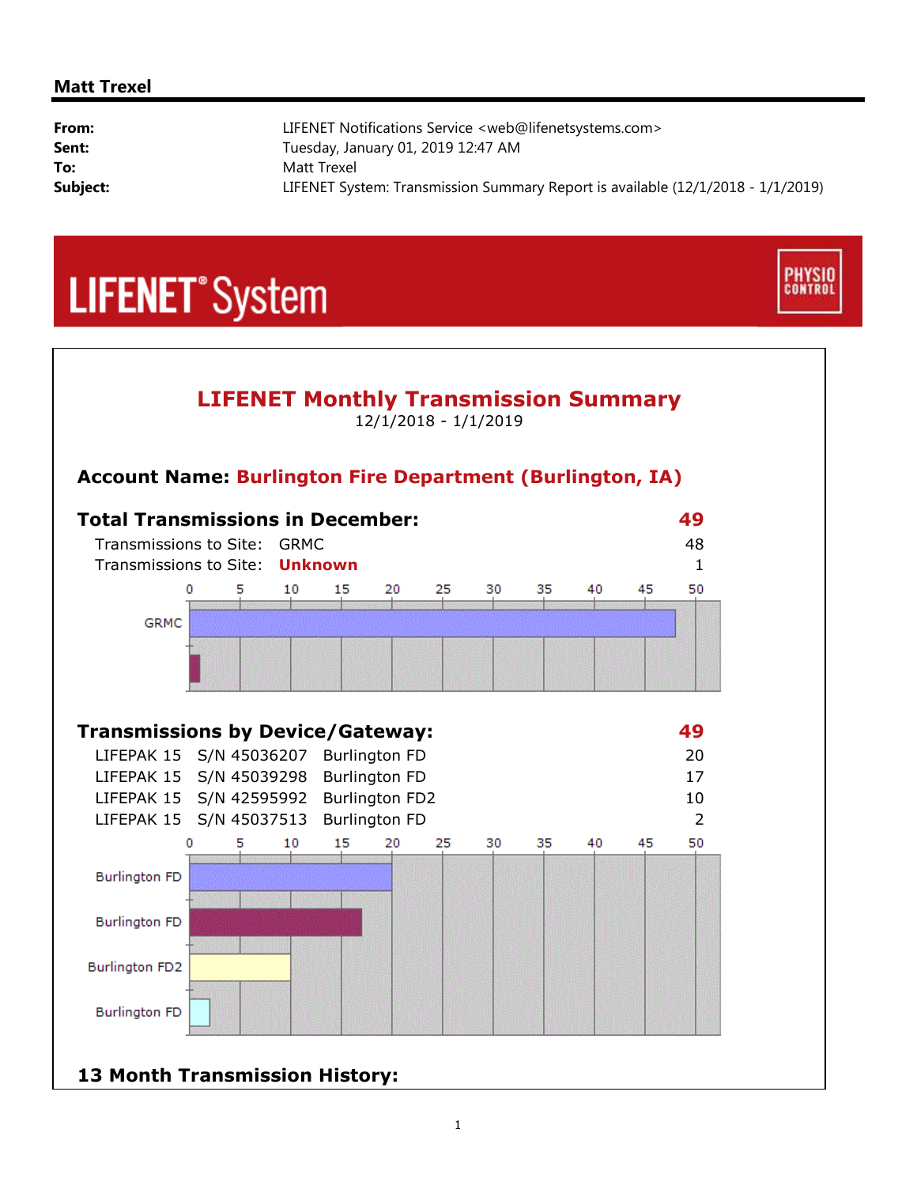**Matt Trexel**

| | |
|---|---|
| **From:** | LIFENET Notifications Service <web@lifenetsystems.com> |
| **Sent:** | Tuesday, January 01, 2019 12:47 AM |
| **To:** | Matt Trexel |
| **Subject:** | LIFENET System: Transmission Summary Report is available (12/1/2018 - 1/1/2019) |

LIFENET® System

PHYSIO CONTROL

## LIFENET Monthly Transmission Summary

12/1/2018 - 1/1/2019

**Account Name: Burlington Fire Department (Burlington, IA)**

### Total Transmissions in December: 49

| | | |
|---|---|---|
| Transmissions to Site: | GRMC | 48 |
| Transmissions to Site: | **Unknown** | 1 |

### Transmissions by Device/Gateway: 49

| | | | |
|---|---|---|---|
| LIFEPAK 15 | S/N 45036207 | Burlington FD | 20 |
| LIFEPAK 15 | S/N 45039298 | Burlington FD | 17 |
| LIFEPAK 15 | S/N 42595992 | Burlington FD2 | 10 |
| LIFEPAK 15 | S/N 45037513 | Burlington FD | 2 |

### 13 Month Transmission History: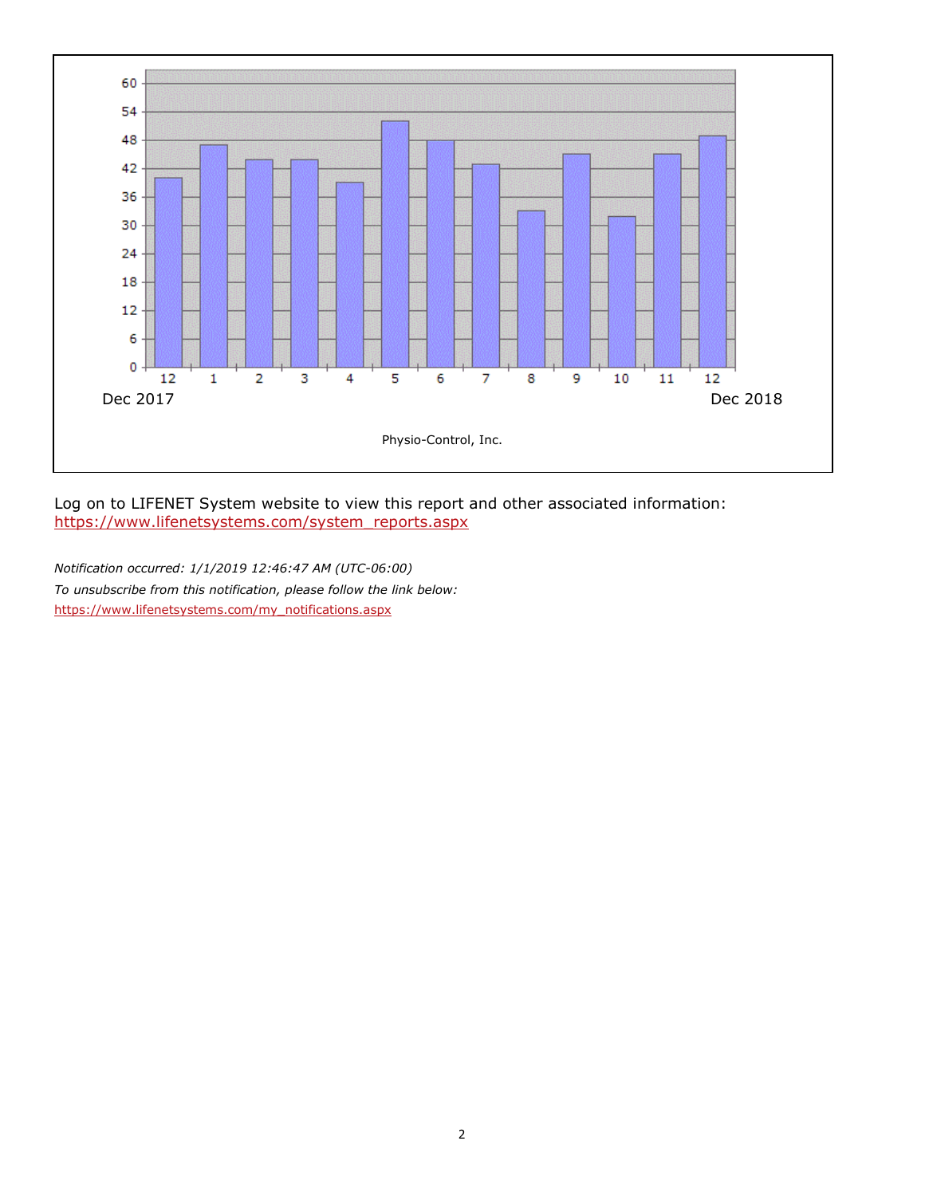60
54
48
42
36
30
24
18
12
6
0

12 1 2 3 4 5 6 7 8 9 10 11 12

Dec 2017

Dec 2018

Physio-Control, Inc.

Log on to LIFENET System website to view this report and other associated information:
https://www.lifenetsystems.com/system_reports.aspx

*Notification occurred: 1/1/2019 12:46:47 AM (UTC-06:00)*

*To unsubscribe from this notification, please follow the link below:*

https://www.lifenetsystems.com/my_notifications.aspx